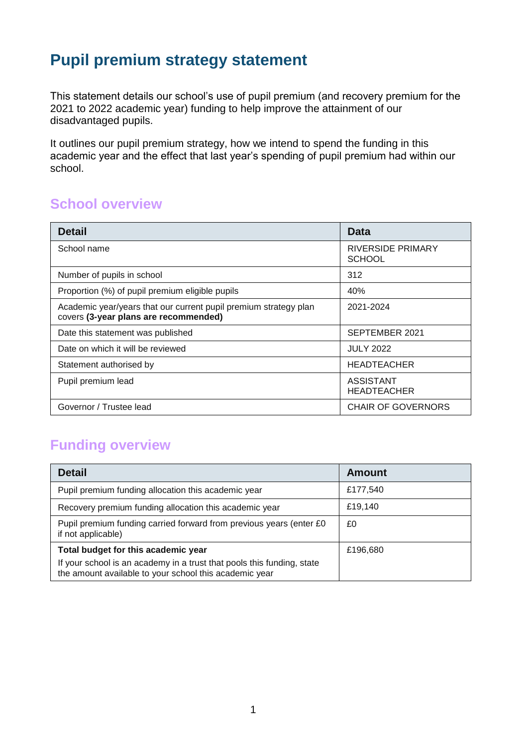# Pupil premium strategy statement

This statement details our school's use of pupil premium (and recovery premium for the 2021 to 2022 academic year) funding to help improve the attainment of our disadvantaged pupils.

It outlines our pupil premium strategy, how we intend to spend the funding in this academic year and the effect that last year's spending of pupil premium had within our school.

## School overview

| Detail | Data |
|---|---|
| School name | RIVERSIDE PRIMARY SCHOOL |
| Number of pupils in school | 312 |
| Proportion (%) of pupil premium eligible pupils | 40% |
| Academic year/years that our current pupil premium strategy plan covers **(3-year plans are recommended)** | 2021-2024 |
| Date this statement was published | SEPTEMBER 2021 |
| Date on which it will be reviewed | JULY 2022 |
| Statement authorised by | HEADTEACHER |
| Pupil premium lead | ASSISTANT HEADTEACHER |
| Governor / Trustee lead | CHAIR OF GOVERNORS |

## Funding overview

| Detail | Amount |
|---|---|
| Pupil premium funding allocation this academic year | £177,540 |
| Recovery premium funding allocation this academic year | £19,140 |
| Pupil premium funding carried forward from previous years (enter £0 if not applicable) | £0 |
| **Total budget for this academic year** If your school is an academy in a trust that pools this funding, state the amount available to your school this academic year | £196,680 |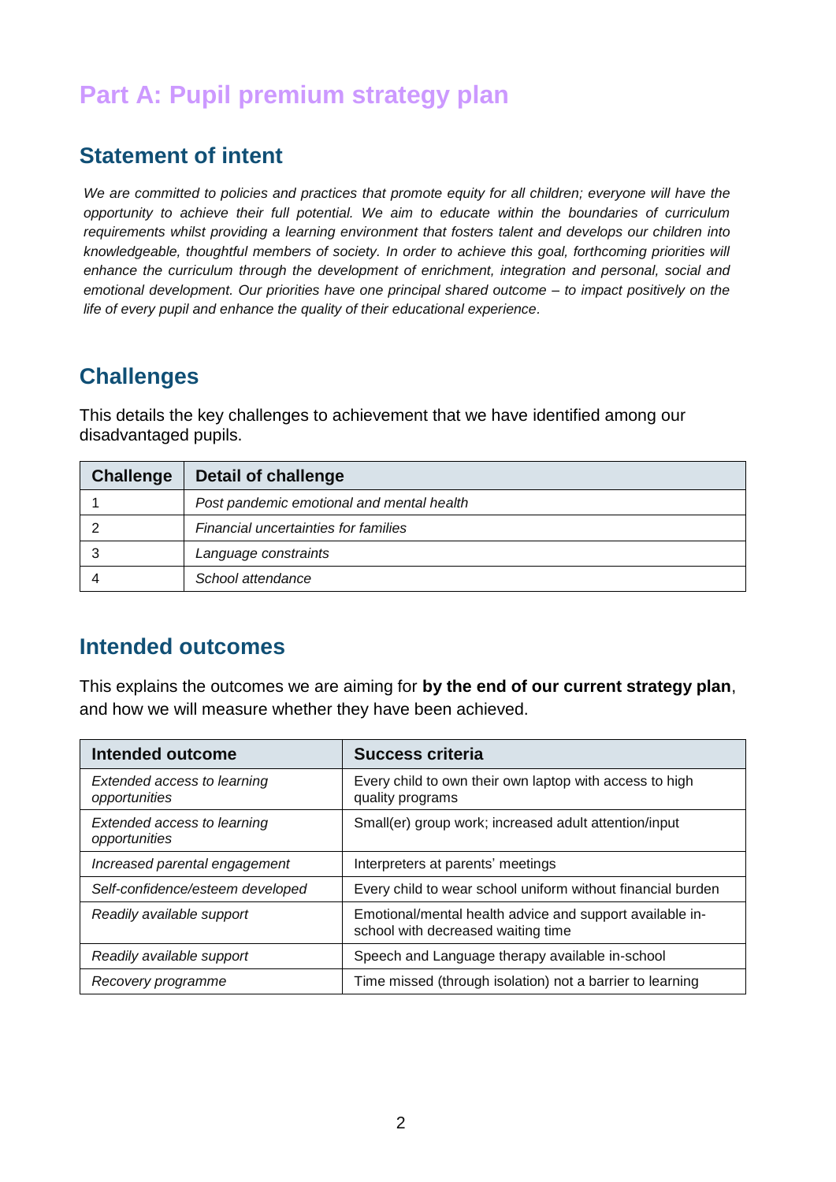# Part A: Pupil premium strategy plan

## Statement of intent

*We are committed to policies and practices that promote equity for all children; everyone will have the opportunity to achieve their full potential. We aim to educate within the boundaries of curriculum requirements whilst providing a learning environment that fosters talent and develops our children into knowledgeable, thoughtful members of society. In order to achieve this goal, forthcoming priorities will enhance the curriculum through the development of enrichment, integration and personal, social and emotional development. Our priorities have one principal shared outcome – to impact positively on the life of every pupil and enhance the quality of their educational experience.*

## Challenges

This details the key challenges to achievement that we have identified among our disadvantaged pupils.

| Challenge | Detail of challenge |
|---|---|
| 1 | *Post pandemic emotional and mental health* |
| 2 | *Financial uncertainties for families* |
| 3 | *Language constraints* |
| 4 | *School attendance* |

## Intended outcomes

This explains the outcomes we are aiming for **by the end of our current strategy plan**, and how we will measure whether they have been achieved.

| Intended outcome | Success criteria |
|---|---|
| *Extended access to learning opportunities* | Every child to own their own laptop with access to high quality programs |
| *Extended access to learning opportunities* | Small(er) group work; increased adult attention/input |
| *Increased parental engagement* | Interpreters at parents' meetings |
| *Self-confidence/esteem developed* | Every child to wear school uniform without financial burden |
| *Readily available support* | Emotional/mental health advice and support available in-school with decreased waiting time |
| *Readily available support* | Speech and Language therapy available in-school |
| *Recovery programme* | Time missed (through isolation) not a barrier to learning |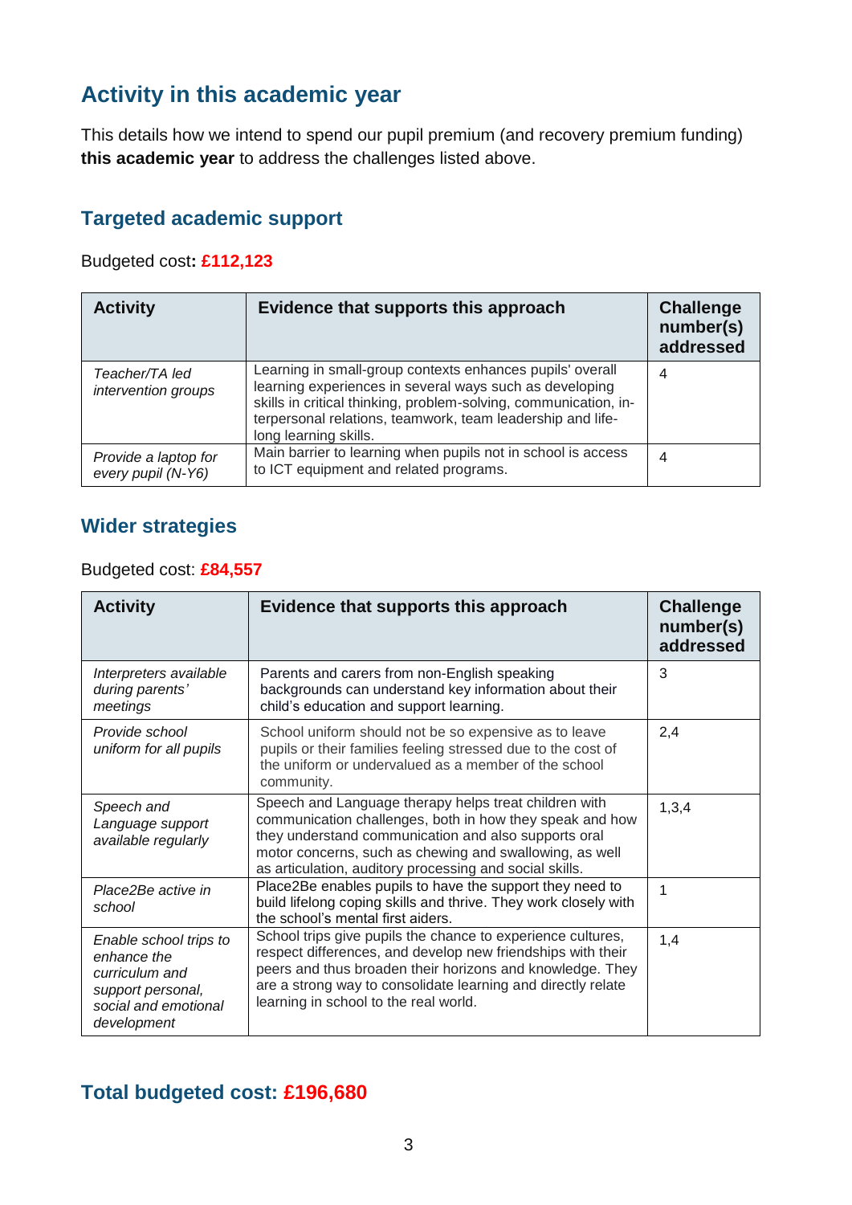## Activity in this academic year

This details how we intend to spend our pupil premium (and recovery premium funding) **this academic year** to address the challenges listed above.

### Targeted academic support

Budgeted cost**: £112,123**

| Activity | Evidence that supports this approach | Challenge number(s) addressed |
|---|---|---|
| *Teacher/TA led intervention groups* | Learning in small-group contexts enhances pupils' overall learning experiences in several ways such as developing skills in critical thinking, problem-solving, communication, in-terpersonal relations, teamwork, team leadership and life-long learning skills. | 4 |
| *Provide a laptop for every pupil (N-Y6)* | Main barrier to learning when pupils not in school is access to ICT equipment and related programs. | 4 |

### Wider strategies

Budgeted cost: **£84,557**

| Activity | Evidence that supports this approach | Challenge number(s) addressed |
|---|---|---|
| *Interpreters available during parents' meetings* | Parents and carers from non-English speaking backgrounds can understand key information about their child's education and support learning. | 3 |
| *Provide school uniform for all pupils* | School uniform should not be so expensive as to leave pupils or their families feeling stressed due to the cost of the uniform or undervalued as a member of the school community. | 2,4 |
| *Speech and Language support available regularly* | Speech and Language therapy helps treat children with communication challenges, both in how they speak and how they understand communication and also supports oral motor concerns, such as chewing and swallowing, as well as articulation, auditory processing and social skills. | 1,3,4 |
| *Place2Be active in school* | Place2Be enables pupils to have the support they need to build lifelong coping skills and thrive. They work closely with the school's mental first aiders. | 1 |
| *Enable school trips to enhance the curriculum and support personal, social and emotional development* | School trips give pupils the chance to experience cultures, respect differences, and develop new friendships with their peers and thus broaden their horizons and knowledge. They are a strong way to consolidate learning and directly relate learning in school to the real world. | 1,4 |

## Total budgeted cost: £196,680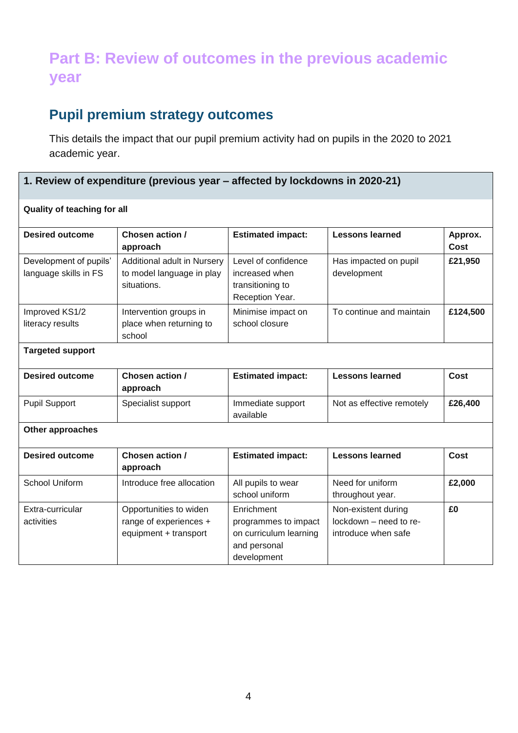# Part B: Review of outcomes in the previous academic year

## Pupil premium strategy outcomes

This details the impact that our pupil premium activity had on pupils in the 2020 to 2021 academic year.

| **1. Review of expenditure (previous year – affected by lockdowns in 2020-21)** | | | | |
|---|---|---|---|---|
| **Quality of teaching for all** | | | | |
| **Desired outcome** | **Chosen action / approach** | **Estimated impact:** | **Lessons learned** | **Approx. Cost** |
| Development of pupils' language skills in FS | Additional adult in Nursery to model language in play situations. | Level of confidence increased when transitioning to Reception Year. | Has impacted on pupil development | **£21,950** |
| Improved KS1/2 literacy results | Intervention groups in place when returning to school | Minimise impact on school closure | To continue and maintain | **£124,500** |
| **Targeted support** | | | | |
| **Desired outcome** | **Chosen action / approach** | **Estimated impact:** | **Lessons learned** | **Cost** |
| Pupil Support | Specialist support | Immediate support available | Not as effective remotely | **£26,400** |
| **Other approaches** | | | | |
| **Desired outcome** | **Chosen action / approach** | **Estimated impact:** | **Lessons learned** | **Cost** |
| School Uniform | Introduce free allocation | All pupils to wear school uniform | Need for uniform throughout year. | **£2,000** |
| Extra-curricular activities | Opportunities to widen range of experiences + equipment + transport | Enrichment programmes to impact on curriculum learning and personal development | Non-existent during lockdown – need to re-introduce when safe | **£0** |